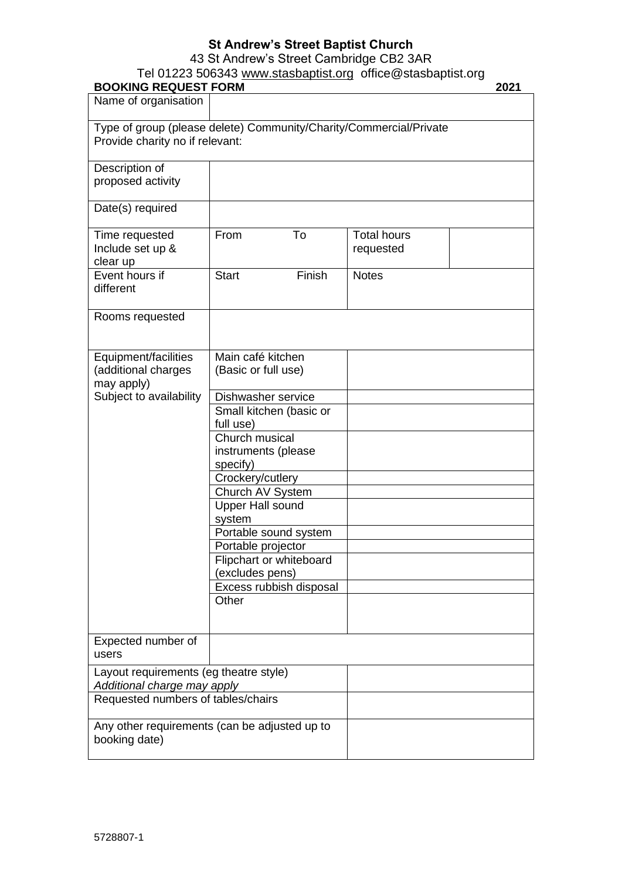**St Andrew's Street Baptist Church**

43 St Andrew's Street Cambridge CB2 3AR

Tel 01223 506343 www.stasbaptist.org office@stasbaptist.org

**BOOKING REQUEST FORM** **2021**

| | | | | |
|---|---|---|---|---|
| Name of organisation | | | | |
| Type of group (please delete) Community/Charity/Commercial/Private<br>Provide charity no if relevant: | | | | |
| Description of proposed activity | | | | |
| Date(s) required | | | | |
| Time requested Include set up & clear up | From | To | Total hours requested | |
| Event hours if different | Start | Finish | Notes | |
| Rooms requested | | | | |
| Equipment/facilities (additional charges may apply) Subject to availability | Main café kitchen (Basic or full use) | | | |
| | Dishwasher service | | | |
| | Small kitchen (basic or full use) | | | |
| | Church musical instruments (please specify) | | | |
| | Crockery/cutlery | | | |
| | Church AV System | | | |
| | Upper Hall sound system | | | |
| | Portable sound system | | | |
| | Portable projector | | | |
| | Flipchart or whiteboard (excludes pens) | | | |
| | Excess rubbish disposal | | | |
| | Other | | | |
| Expected number of users | | | | |
| Layout requirements (eg theatre style)<br>*Additional charge may apply* | | | | |
| Requested numbers of tables/chairs | | | | |
| Any other requirements (can be adjusted up to booking date) | | | | |

5728807-1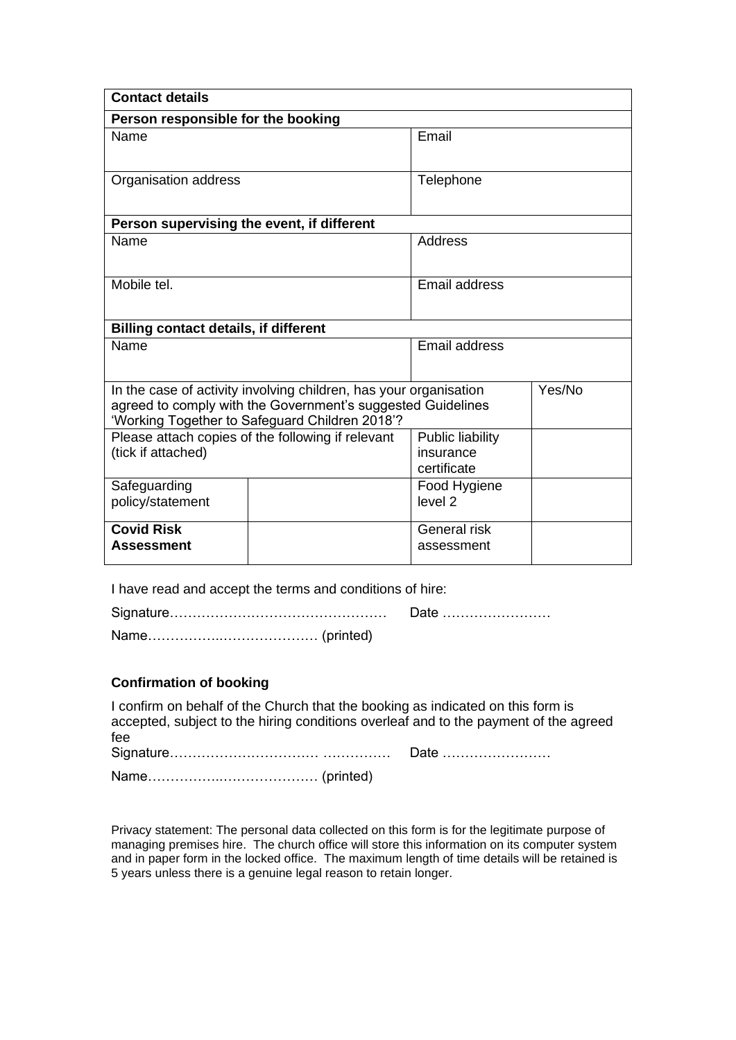| Contact details | | | |
|---|---|---|---|
| **Person responsible for the booking** | | | |
| Name | | Email | |
| Organisation address | | Telephone | |
| **Person supervising the event, if different** | | | |
| Name | | Address | |
| Mobile tel. | | Email address | |
| **Billing contact details, if different** | | | |
| Name | | Email address | |
| In the case of activity involving children, has your organisation agreed to comply with the Government's suggested Guidelines 'Working Together to Safeguard Children 2018'? | | | Yes/No |
| Please attach copies of the following if relevant (tick if attached) | | Public liability insurance certificate | |
| Safeguarding policy/statement | | Food Hygiene level 2 | |
| **Covid Risk Assessment** | | General risk assessment | |

I have read and accept the terms and conditions of hire:

Signature………………………………………… Date ……………………

Name……………..………………… (printed)

**Confirmation of booking**

I confirm on behalf of the Church that the booking as indicated on this form is accepted, subject to the hiring conditions overleaf and to the payment of the agreed fee

Signature…………………………… …………… Date ……………………

Name……………..………………… (printed)

Privacy statement: The personal data collected on this form is for the legitimate purpose of managing premises hire. The church office will store this information on its computer system and in paper form in the locked office. The maximum length of time details will be retained is 5 years unless there is a genuine legal reason to retain longer.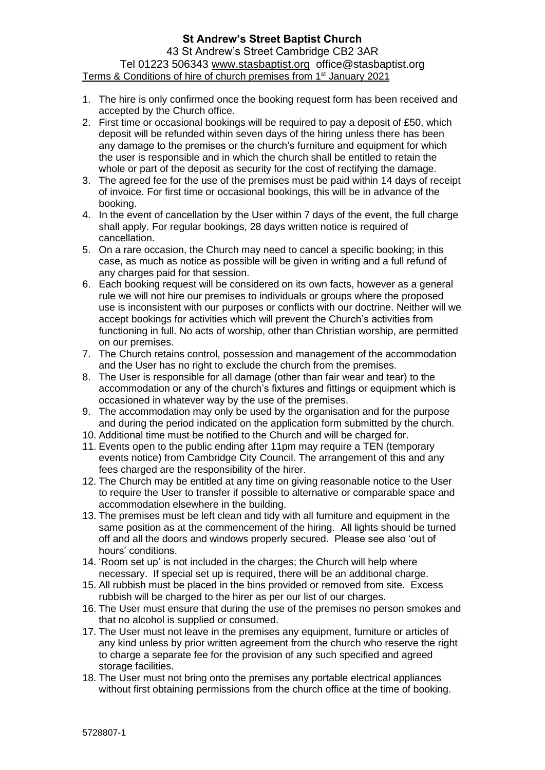**St Andrew's Street Baptist Church**

43 St Andrew's Street Cambridge CB2 3AR

Tel 01223 506343 www.stasbaptist.org office@stasbaptist.org

Terms & Conditions of hire of church premises from 1st January 2021

1. The hire is only confirmed once the booking request form has been received and accepted by the Church office.
2. First time or occasional bookings will be required to pay a deposit of £50, which deposit will be refunded within seven days of the hiring unless there has been any damage to the premises or the church's furniture and equipment for which the user is responsible and in which the church shall be entitled to retain the whole or part of the deposit as security for the cost of rectifying the damage.
3. The agreed fee for the use of the premises must be paid within 14 days of receipt of invoice. For first time or occasional bookings, this will be in advance of the booking.
4. In the event of cancellation by the User within 7 days of the event, the full charge shall apply. For regular bookings, 28 days written notice is required of cancellation.
5. On a rare occasion, the Church may need to cancel a specific booking; in this case, as much as notice as possible will be given in writing and a full refund of any charges paid for that session.
6. Each booking request will be considered on its own facts, however as a general rule we will not hire our premises to individuals or groups where the proposed use is inconsistent with our purposes or conflicts with our doctrine. Neither will we accept bookings for activities which will prevent the Church's activities from functioning in full. No acts of worship, other than Christian worship, are permitted on our premises.
7. The Church retains control, possession and management of the accommodation and the User has no right to exclude the church from the premises.
8. The User is responsible for all damage (other than fair wear and tear) to the accommodation or any of the church's fixtures and fittings or equipment which is occasioned in whatever way by the use of the premises.
9. The accommodation may only be used by the organisation and for the purpose and during the period indicated on the application form submitted by the church.
10. Additional time must be notified to the Church and will be charged for.
11. Events open to the public ending after 11pm may require a TEN (temporary events notice) from Cambridge City Council. The arrangement of this and any fees charged are the responsibility of the hirer.
12. The Church may be entitled at any time on giving reasonable notice to the User to require the User to transfer if possible to alternative or comparable space and accommodation elsewhere in the building.
13. The premises must be left clean and tidy with all furniture and equipment in the same position as at the commencement of the hiring. All lights should be turned off and all the doors and windows properly secured. Please see also 'out of hours' conditions.
14. 'Room set up' is not included in the charges; the Church will help where necessary. If special set up is required, there will be an additional charge.
15. All rubbish must be placed in the bins provided or removed from site. Excess rubbish will be charged to the hirer as per our list of our charges.
16. The User must ensure that during the use of the premises no person smokes and that no alcohol is supplied or consumed.
17. The User must not leave in the premises any equipment, furniture or articles of any kind unless by prior written agreement from the church who reserve the right to charge a separate fee for the provision of any such specified and agreed storage facilities.
18. The User must not bring onto the premises any portable electrical appliances without first obtaining permissions from the church office at the time of booking.

5728807-1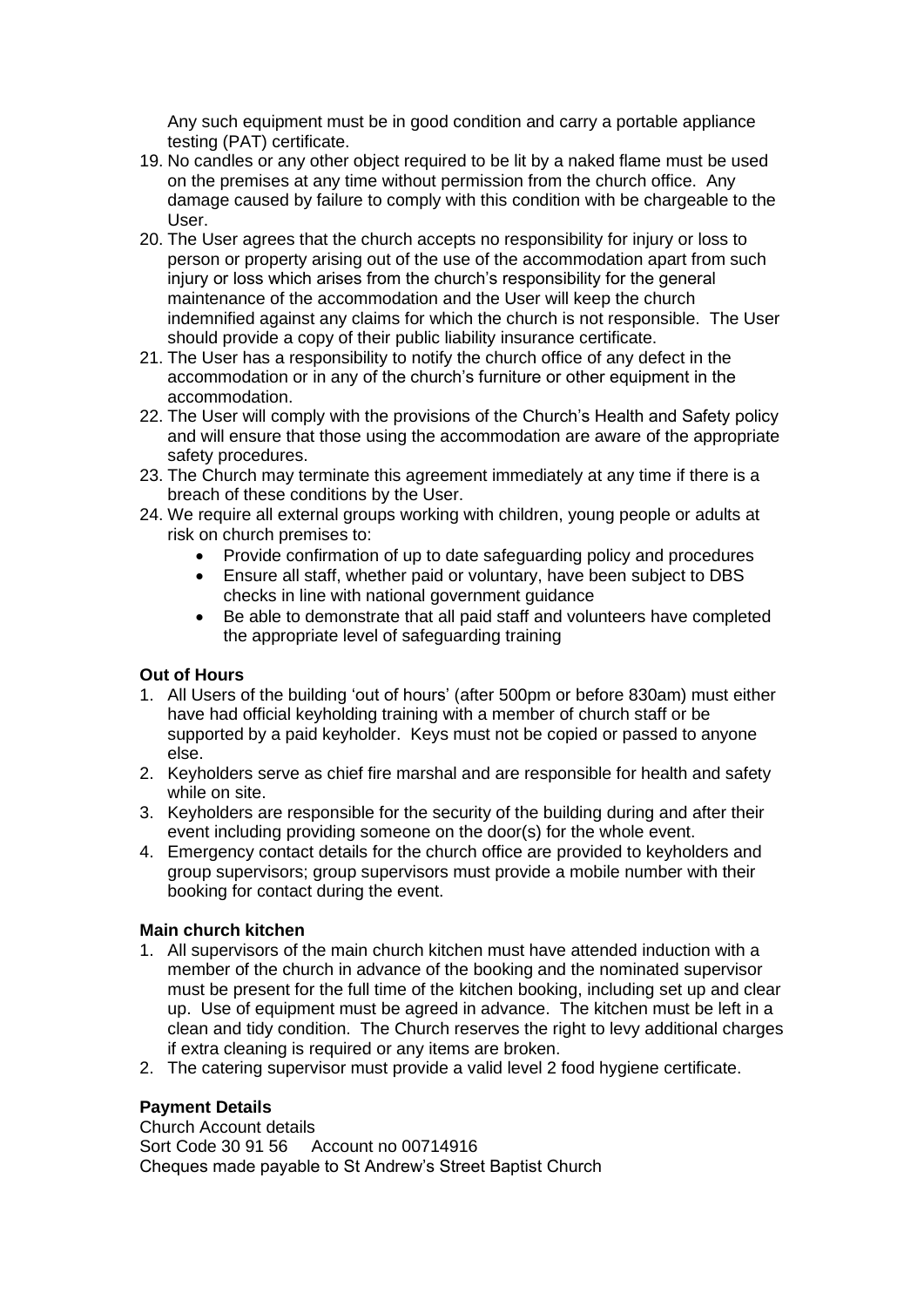Any such equipment must be in good condition and carry a portable appliance testing (PAT) certificate.

19. No candles or any other object required to be lit by a naked flame must be used on the premises at any time without permission from the church office. Any damage caused by failure to comply with this condition with be chargeable to the User.
20. The User agrees that the church accepts no responsibility for injury or loss to person or property arising out of the use of the accommodation apart from such injury or loss which arises from the church's responsibility for the general maintenance of the accommodation and the User will keep the church indemnified against any claims for which the church is not responsible. The User should provide a copy of their public liability insurance certificate.
21. The User has a responsibility to notify the church office of any defect in the accommodation or in any of the church's furniture or other equipment in the accommodation.
22. The User will comply with the provisions of the Church's Health and Safety policy and will ensure that those using the accommodation are aware of the appropriate safety procedures.
23. The Church may terminate this agreement immediately at any time if there is a breach of these conditions by the User.
24. We require all external groups working with children, young people or adults at risk on church premises to:
    - Provide confirmation of up to date safeguarding policy and procedures
    - Ensure all staff, whether paid or voluntary, have been subject to DBS checks in line with national government guidance
    - Be able to demonstrate that all paid staff and volunteers have completed the appropriate level of safeguarding training

**Out of Hours**

1. All Users of the building 'out of hours' (after 500pm or before 830am) must either have had official keyholding training with a member of church staff or be supported by a paid keyholder. Keys must not be copied or passed to anyone else.
2. Keyholders serve as chief fire marshal and are responsible for health and safety while on site.
3. Keyholders are responsible for the security of the building during and after their event including providing someone on the door(s) for the whole event.
4. Emergency contact details for the church office are provided to keyholders and group supervisors; group supervisors must provide a mobile number with their booking for contact during the event.

**Main church kitchen**

1. All supervisors of the main church kitchen must have attended induction with a member of the church in advance of the booking and the nominated supervisor must be present for the full time of the kitchen booking, including set up and clear up. Use of equipment must be agreed in advance. The kitchen must be left in a clean and tidy condition. The Church reserves the right to levy additional charges if extra cleaning is required or any items are broken.
2. The catering supervisor must provide a valid level 2 food hygiene certificate.

**Payment Details**

Church Account details
Sort Code 30 91 56 Account no 00714916
Cheques made payable to St Andrew's Street Baptist Church